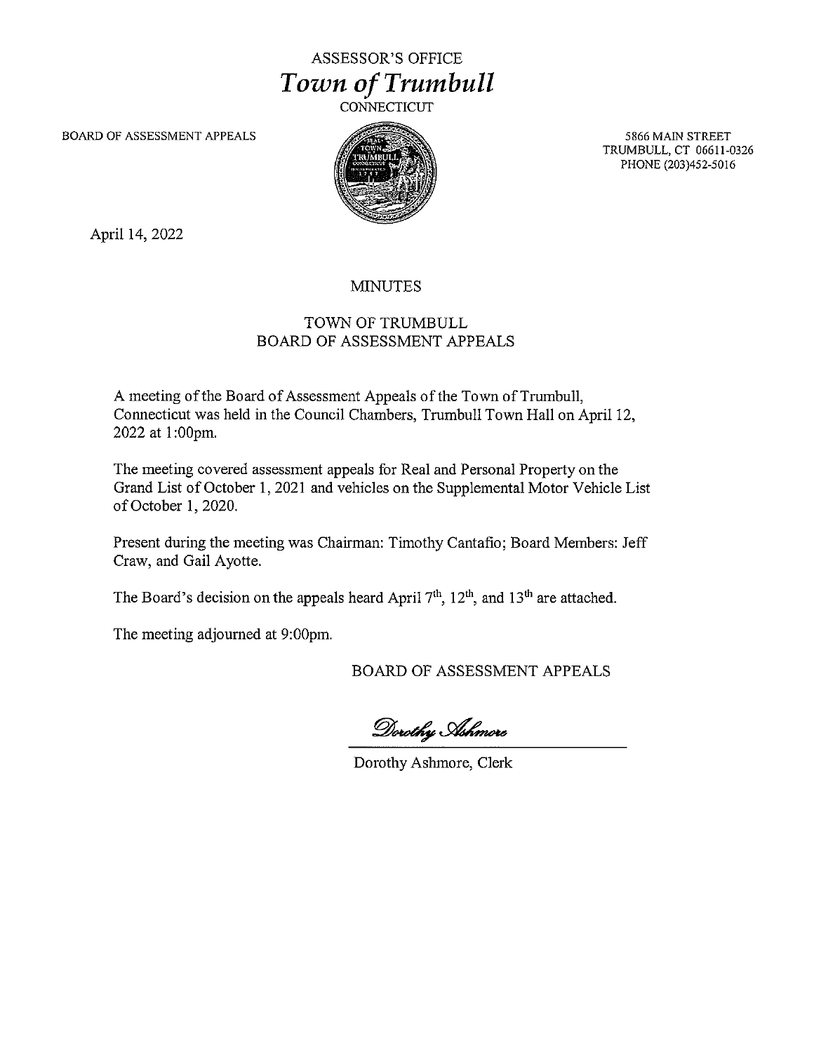# ASSESSOR'S OFFICE
## *Town of Trumbull*
CONNECTICUT

BOARD OF ASSESSMENT APPEALS

5866 MAIN STREET
TRUMBULL, CT 06611-0326
PHONE (203)452-5016

April 14, 2022

## MINUTES

## TOWN OF TRUMBULL
## BOARD OF ASSESSMENT APPEALS

A meeting of the Board of Assessment Appeals of the Town of Trumbull, Connecticut was held in the Council Chambers, Trumbull Town Hall on April 12, 2022 at 1:00pm.

The meeting covered assessment appeals for Real and Personal Property on the Grand List of October 1, 2021 and vehicles on the Supplemental Motor Vehicle List of October 1, 2020.

Present during the meeting was Chairman: Timothy Cantafio; Board Members: Jeff Craw, and Gail Ayotte.

The Board's decision on the appeals heard April 7th, 12th, and 13th are attached.

The meeting adjourned at 9:00pm.

BOARD OF ASSESSMENT APPEALS

*Dorothy Ashmore*

Dorothy Ashmore, Clerk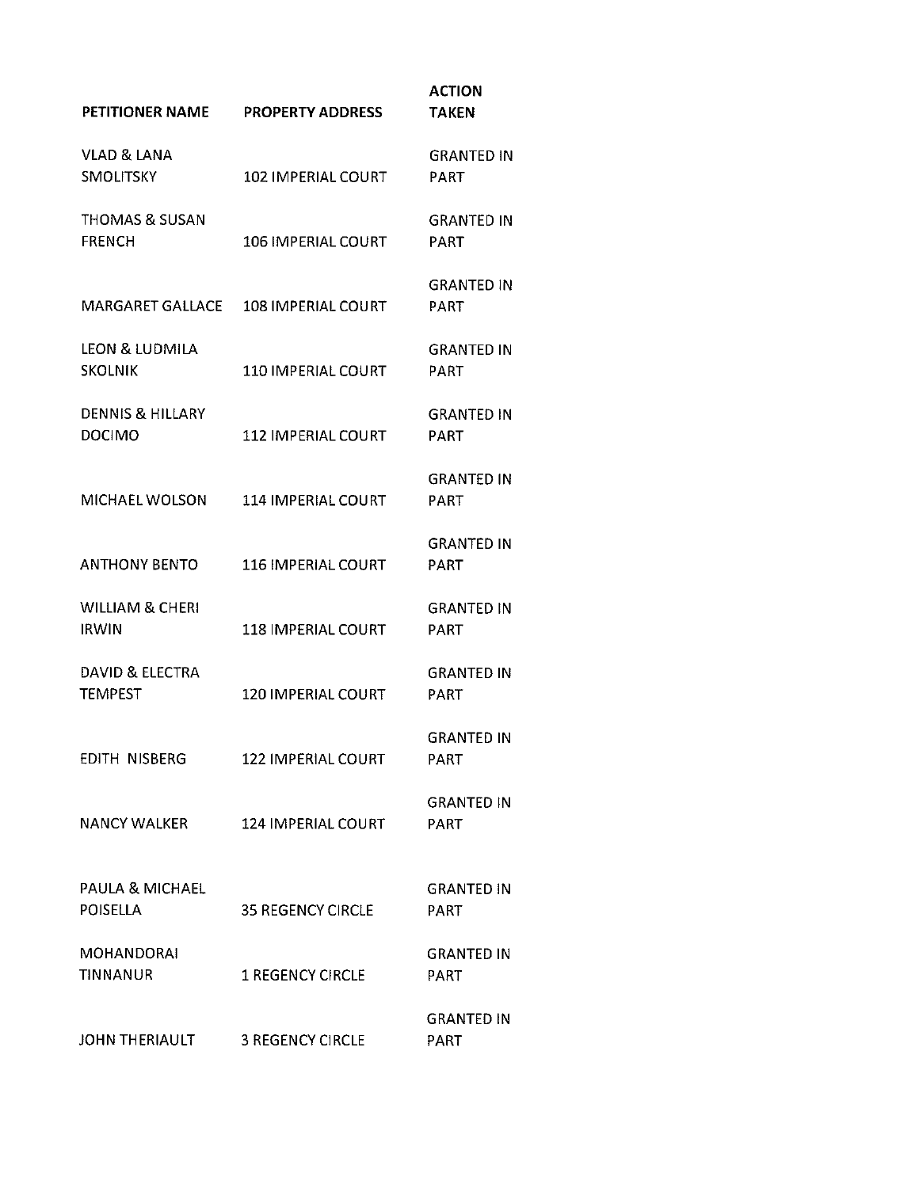| PETITIONER NAME | PROPERTY ADDRESS | ACTION TAKEN |
|---|---|---|
| VLAD & LANA SMOLITSKY | 102 IMPERIAL COURT | GRANTED IN PART |
| THOMAS & SUSAN FRENCH | 106 IMPERIAL COURT | GRANTED IN PART |
| MARGARET GALLACE | 108 IMPERIAL COURT | GRANTED IN PART |
| LEON & LUDMILA SKOLNIK | 110 IMPERIAL COURT | GRANTED IN PART |
| DENNIS & HILLARY DOCIMO | 112 IMPERIAL COURT | GRANTED IN PART |
| MICHAEL WOLSON | 114 IMPERIAL COURT | GRANTED IN PART |
| ANTHONY BENTO | 116 IMPERIAL COURT | GRANTED IN PART |
| WILLIAM & CHERI IRWIN | 118 IMPERIAL COURT | GRANTED IN PART |
| DAVID & ELECTRA TEMPEST | 120 IMPERIAL COURT | GRANTED IN PART |
| EDITH NISBERG | 122 IMPERIAL COURT | GRANTED IN PART |
| NANCY WALKER | 124 IMPERIAL COURT | GRANTED IN PART |
| PAULA & MICHAEL POISELLA | 35 REGENCY CIRCLE | GRANTED IN PART |
| MOHANDORAI TINNANUR | 1 REGENCY CIRCLE | GRANTED IN PART |
| JOHN THERIAULT | 3 REGENCY CIRCLE | GRANTED IN PART |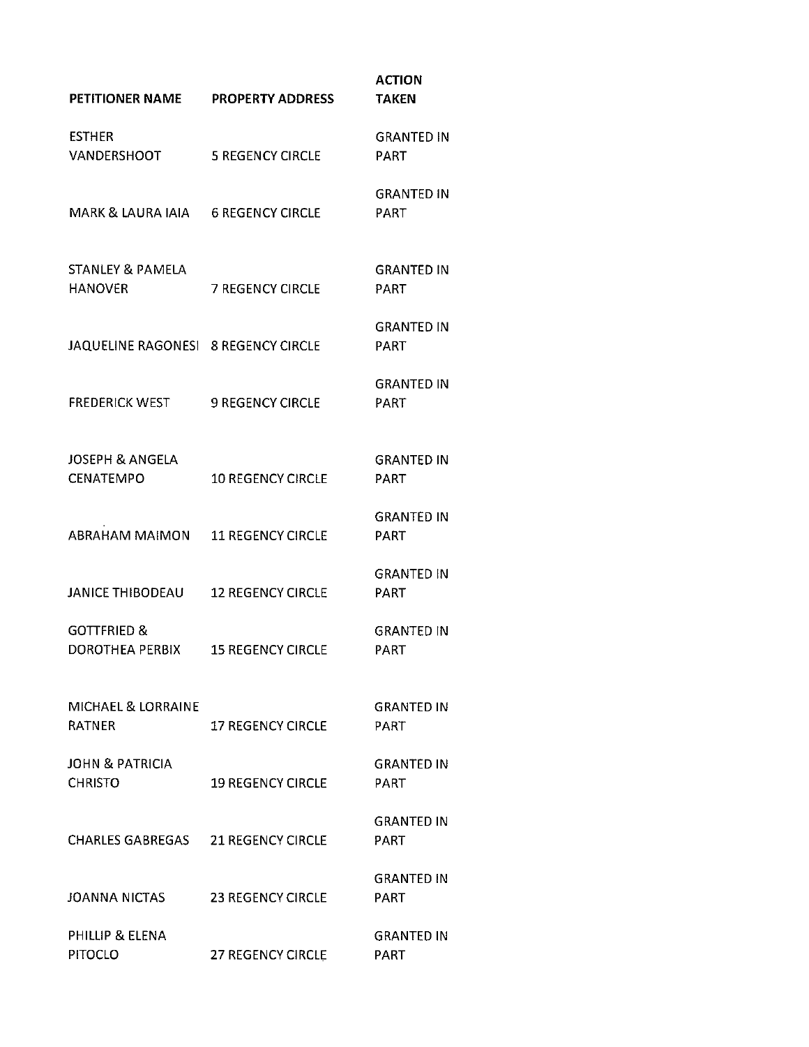| PETITIONER NAME | PROPERTY ADDRESS | ACTION TAKEN |
| --- | --- | --- |
| ESTHER VANDERSHOOT | 5 REGENCY CIRCLE | GRANTED IN PART |
| MARK & LAURA IAIA | 6 REGENCY CIRCLE | GRANTED IN PART |
| STANLEY & PAMELA HANOVER | 7 REGENCY CIRCLE | GRANTED IN PART |
| JAQUELINE RAGONESI | 8 REGENCY CIRCLE | GRANTED IN PART |
| FREDERICK WEST | 9 REGENCY CIRCLE | GRANTED IN PART |
| JOSEPH & ANGELA CENATEMPO | 10 REGENCY CIRCLE | GRANTED IN PART |
| ABRAHAM MAIMON | 11 REGENCY CIRCLE | GRANTED IN PART |
| JANICE THIBODEAU | 12 REGENCY CIRCLE | GRANTED IN PART |
| GOTTFRIED & DOROTHEA PERBIX | 15 REGENCY CIRCLE | GRANTED IN PART |
| MICHAEL & LORRAINE RATNER | 17 REGENCY CIRCLE | GRANTED IN PART |
| JOHN & PATRICIA CHRISTO | 19 REGENCY CIRCLE | GRANTED IN PART |
| CHARLES GABREGAS | 21 REGENCY CIRCLE | GRANTED IN PART |
| JOANNA NICTAS | 23 REGENCY CIRCLE | GRANTED IN PART |
| PHILLIP & ELENA PITOCLO | 27 REGENCY CIRCLE | GRANTED IN PART |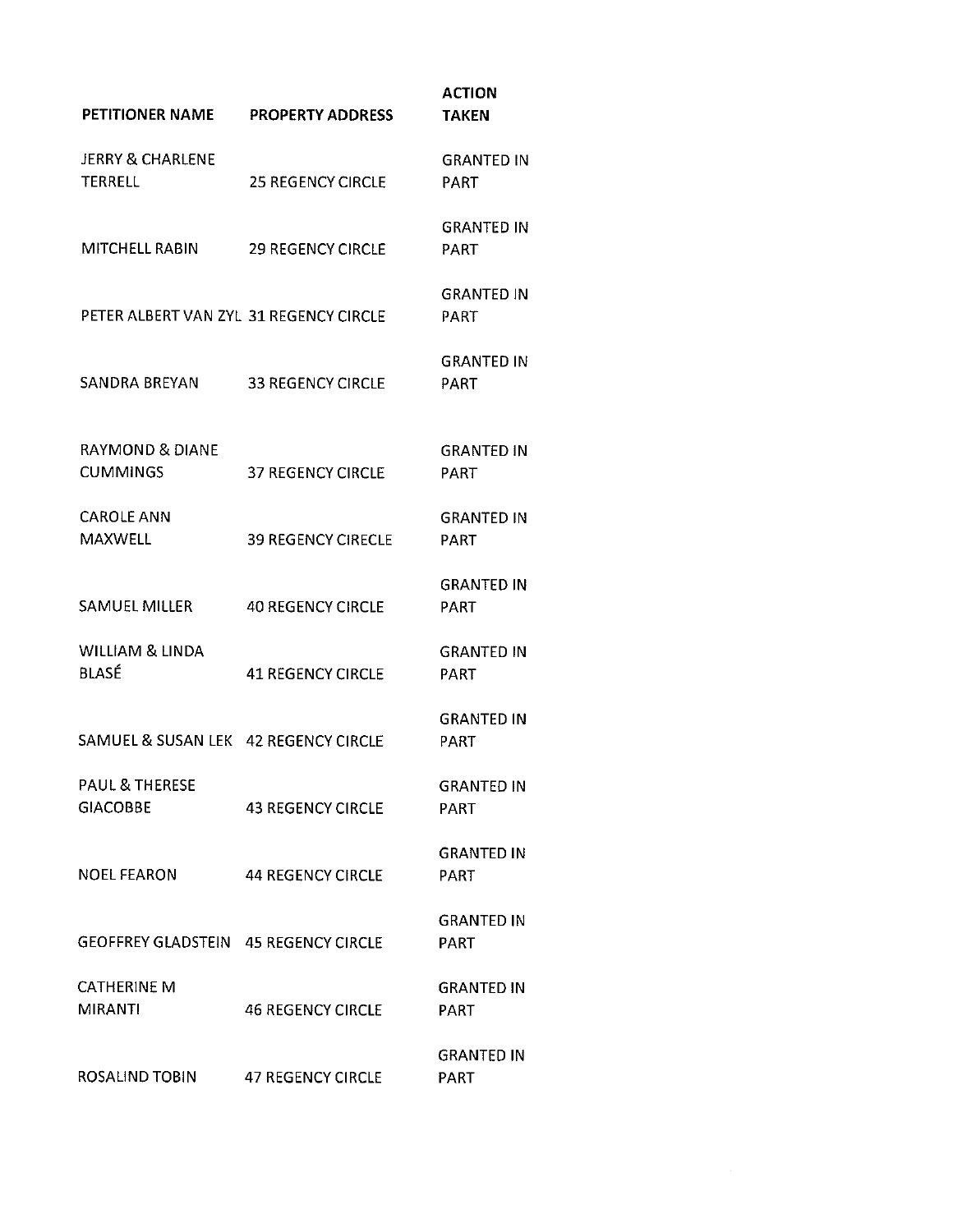| PETITIONER NAME | PROPERTY ADDRESS | ACTION TAKEN |
| --- | --- | --- |
| JERRY & CHARLENE TERRELL | 25 REGENCY CIRCLE | GRANTED IN PART |
| MITCHELL RABIN | 29 REGENCY CIRCLE | GRANTED IN PART |
| PETER ALBERT VAN ZYL | 31 REGENCY CIRCLE | GRANTED IN PART |
| SANDRA BREYAN | 33 REGENCY CIRCLE | GRANTED IN PART |
| RAYMOND & DIANE CUMMINGS | 37 REGENCY CIRCLE | GRANTED IN PART |
| CAROLE ANN MAXWELL | 39 REGENCY CIRECLE | GRANTED IN PART |
| SAMUEL MILLER | 40 REGENCY CIRCLE | GRANTED IN PART |
| WILLIAM & LINDA BLASÉ | 41 REGENCY CIRCLE | GRANTED IN PART |
| SAMUEL & SUSAN LEK | 42 REGENCY CIRCLE | GRANTED IN PART |
| PAUL & THERESE GIACOBBE | 43 REGENCY CIRCLE | GRANTED IN PART |
| NOEL FEARON | 44 REGENCY CIRCLE | GRANTED IN PART |
| GEOFFREY GLADSTEIN | 45 REGENCY CIRCLE | GRANTED IN PART |
| CATHERINE M MIRANTI | 46 REGENCY CIRCLE | GRANTED IN PART |
| ROSALIND TOBIN | 47 REGENCY CIRCLE | GRANTED IN PART |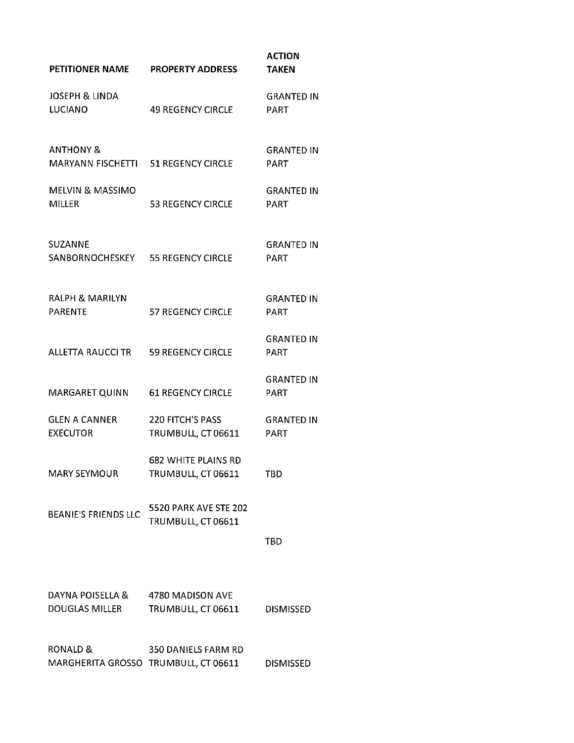| PETITIONER NAME | PROPERTY ADDRESS | ACTION TAKEN |
|---|---|---|
| JOSEPH & LINDA LUCIANO | 49 REGENCY CIRCLE | GRANTED IN PART |
| ANTHONY & MARYANN FISCHETTI | 51 REGENCY CIRCLE | GRANTED IN PART |
| MELVIN & MASSIMO MILLER | 53 REGENCY CIRCLE | GRANTED IN PART |
| SUZANNE SANBORNOCHESKEY | 55 REGENCY CIRCLE | GRANTED IN PART |
| RALPH & MARILYN PARENTE | 57 REGENCY CIRCLE | GRANTED IN PART |
| ALLETTA RAUCCI TR | 59 REGENCY CIRCLE | GRANTED IN PART |
| MARGARET QUINN | 61 REGENCY CIRCLE | GRANTED IN PART |
| GLEN A CANNER EXECUTOR | 220 FITCH'S PASS TRUMBULL, CT 06611 | GRANTED IN PART |
| MARY SEYMOUR | 682 WHITE PLAINS RD TRUMBULL, CT 06611 | TBD |
| BEANIE'S FRIENDS LLC | 5520 PARK AVE STE 202 TRUMBULL, CT 06611 | TBD |
| DAYNA POISELLA & DOUGLAS MILLER | 4780 MADISON AVE TRUMBULL, CT 06611 | DISMISSED |
| RONALD & MARGHERITA GROSSO | 350 DANIELS FARM RD TRUMBULL, CT 06611 | DISMISSED |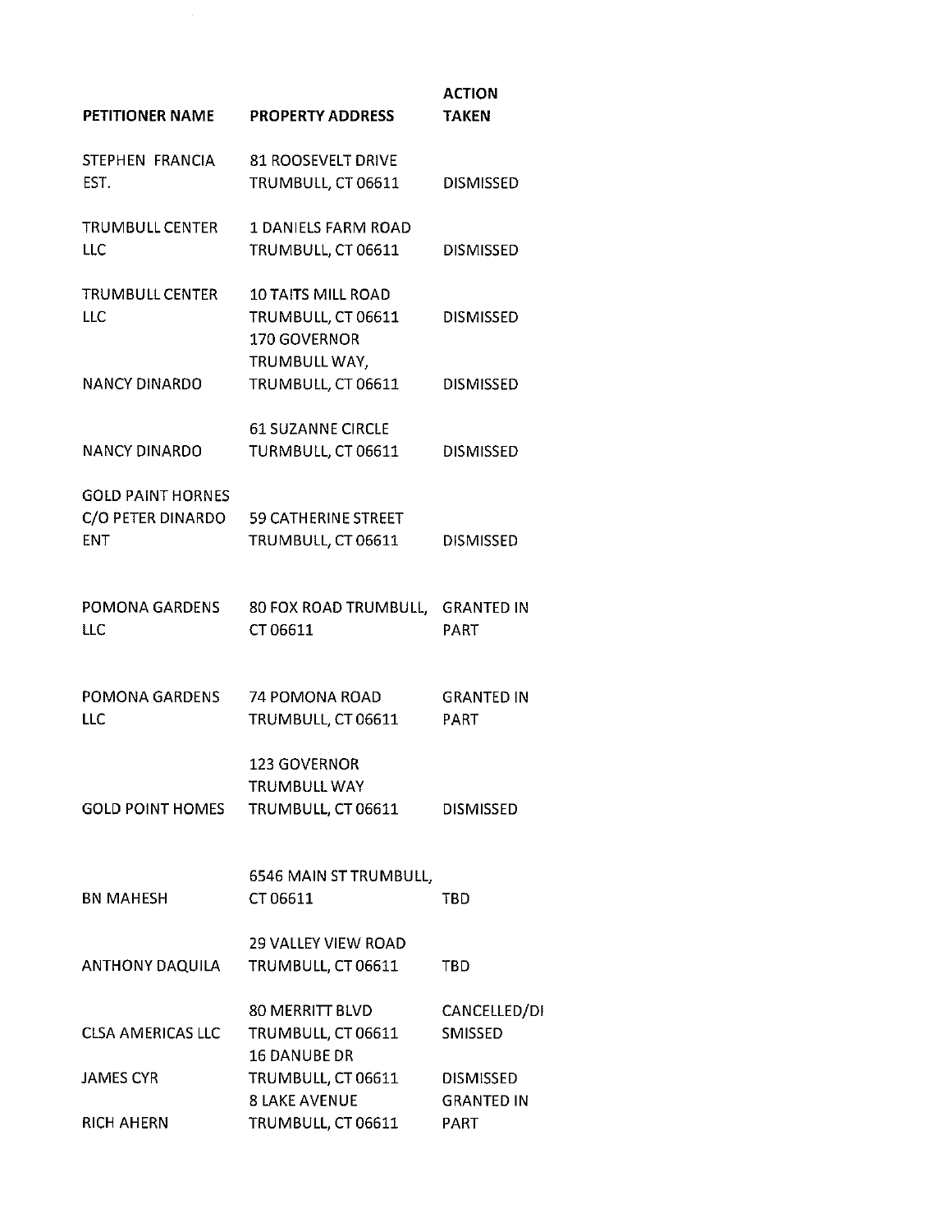| PETITIONER NAME | PROPERTY ADDRESS | ACTION TAKEN |
| --- | --- | --- |
| STEPHEN FRANCIA EST. | 81 ROOSEVELT DRIVE TRUMBULL, CT 06611 | DISMISSED |
| TRUMBULL CENTER LLC | 1 DANIELS FARM ROAD TRUMBULL, CT 06611 | DISMISSED |
| TRUMBULL CENTER LLC | 10 TAITS MILL ROAD TRUMBULL, CT 06611 | DISMISSED |
| NANCY DINARDO | 170 GOVERNOR TRUMBULL WAY, TRUMBULL, CT 06611 | DISMISSED |
| NANCY DINARDO | 61 SUZANNE CIRCLE TURMBULL, CT 06611 | DISMISSED |
| GOLD PAINT HORNES C/O PETER DINARDO ENT | 59 CATHERINE STREET TRUMBULL, CT 06611 | DISMISSED |
| POMONA GARDENS LLC | 80 FOX ROAD TRUMBULL, CT 06611 | GRANTED IN PART |
| POMONA GARDENS LLC | 74 POMONA ROAD TRUMBULL, CT 06611 | GRANTED IN PART |
| GOLD POINT HOMES | 123 GOVERNOR TRUMBULL WAY TRUMBULL, CT 06611 | DISMISSED |
| BN MAHESH | 6546 MAIN ST TRUMBULL, CT 06611 | TBD |
| ANTHONY DAQUILA | 29 VALLEY VIEW ROAD TRUMBULL, CT 06611 | TBD |
| CLSA AMERICAS LLC | 80 MERRITT BLVD TRUMBULL, CT 06611 | CANCELLED/DISMISSED |
| JAMES CYR | 16 DANUBE DR TRUMBULL, CT 06611 | DISMISSED |
| RICH AHERN | 8 LAKE AVENUE TRUMBULL, CT 06611 | GRANTED IN PART |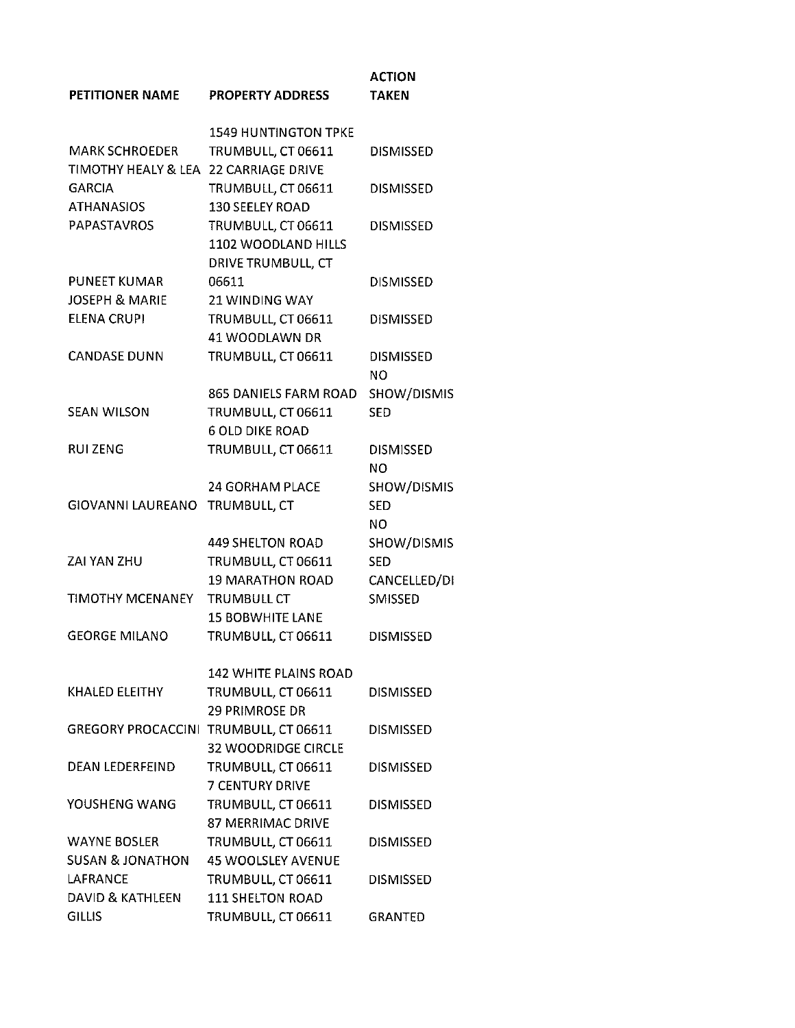| PETITIONER NAME | PROPERTY ADDRESS | ACTION TAKEN |
|---|---|---|
| MARK SCHROEDER | 1549 HUNTINGTON TPKE TRUMBULL, CT 06611 | DISMISSED |
| TIMOTHY HEALY & LEA GARCIA | 22 CARRIAGE DRIVE TRUMBULL, CT 06611 | DISMISSED |
| ATHANASIOS PAPASTAVROS | 130 SEELEY ROAD TRUMBULL, CT 06611 | DISMISSED |
| PUNEET KUMAR | 1102 WOODLAND HILLS DRIVE TRUMBULL, CT 06611 | DISMISSED |
| JOSEPH & MARIE ELENA CRUPI | 21 WINDING WAY TRUMBULL, CT 06611 | DISMISSED |
| CANDASE DUNN | 41 WOODLAWN DR TRUMBULL, CT 06611 | DISMISSED |
| SEAN WILSON | 865 DANIELS FARM ROAD TRUMBULL, CT 06611 | NO SHOW/DISMISSED |
| RUI ZENG | 6 OLD DIKE ROAD TRUMBULL, CT 06611 | DISMISSED |
| GIOVANNI LAUREANO | 24 GORHAM PLACE TRUMBULL, CT | NO SHOW/DISMISSED |
| ZAI YAN ZHU | 449 SHELTON ROAD TRUMBULL, CT 06611 | NO SHOW/DISMISSED |
| TIMOTHY MCENANEY | 19 MARATHON ROAD TRUMBULL CT | CANCELLED/DISMISSED |
| GEORGE MILANO | 15 BOBWHITE LANE TRUMBULL, CT 06611 | DISMISSED |
| KHALED ELEITHY | 142 WHITE PLAINS ROAD TRUMBULL, CT 06611 | DISMISSED |
| GREGORY PROCACCINI | 29 PRIMROSE DR TRUMBULL, CT 06611 | DISMISSED |
| DEAN LEDERFEIND | 32 WOODRIDGE CIRCLE TRUMBULL, CT 06611 | DISMISSED |
| YOUSHENG WANG | 7 CENTURY DRIVE TRUMBULL, CT 06611 | DISMISSED |
| WAYNE BOSLER | 87 MERRIMAC DRIVE TRUMBULL, CT 06611 | DISMISSED |
| SUSAN & JONATHON LAFRANCE | 45 WOOLSLEY AVENUE TRUMBULL, CT 06611 | DISMISSED |
| DAVID & KATHLEEN GILLIS | 111 SHELTON ROAD TRUMBULL, CT 06611 | GRANTED |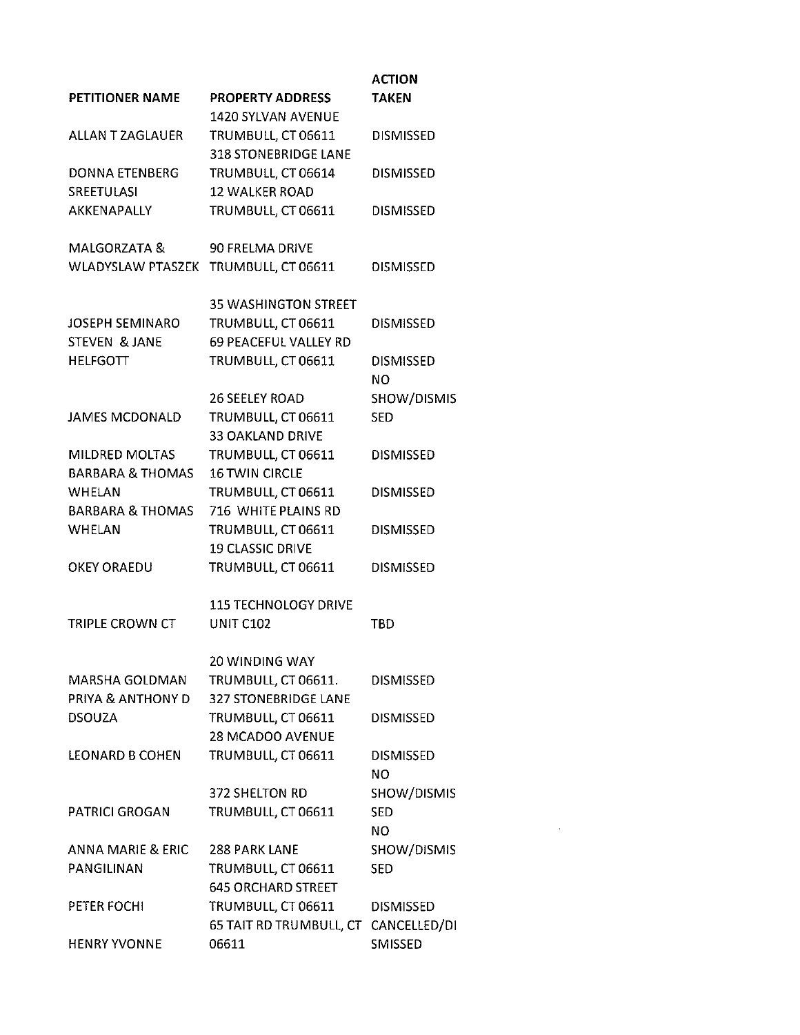| PETITIONER NAME | PROPERTY ADDRESS | ACTION TAKEN |
|---|---|---|
| ALLAN T ZAGLAUER | 1420 SYLVAN AVENUE TRUMBULL, CT 06611 | DISMISSED |
| DONNA ETENBERG | 318 STONEBRIDGE LANE TRUMBULL, CT 06614 | DISMISSED |
| SREETULASI AKKENAPALLY | 12 WALKER ROAD TRUMBULL, CT 06611 | DISMISSED |
| MALGORZATA & WLADYSLAW PTASZEK | 90 FRELMA DRIVE TRUMBULL, CT 06611 | DISMISSED |
| JOSEPH SEMINARO | 35 WASHINGTON STREET TRUMBULL, CT 06611 | DISMISSED |
| STEVEN & JANE HELFGOTT | 69 PEACEFUL VALLEY RD TRUMBULL, CT 06611 | DISMISSED |
| JAMES MCDONALD | 26 SEELEY ROAD TRUMBULL, CT 06611 | NO SHOW/DISMISSED |
| MILDRED MOLTAS | 33 OAKLAND DRIVE TRUMBULL, CT 06611 | DISMISSED |
| BARBARA & THOMAS WHELAN | 16 TWIN CIRCLE TRUMBULL, CT 06611 | DISMISSED |
| BARBARA & THOMAS WHELAN | 716 WHITE PLAINS RD TRUMBULL, CT 06611 | DISMISSED |
| OKEY ORAEDU | 19 CLASSIC DRIVE TRUMBULL, CT 06611 | DISMISSED |
| TRIPLE CROWN CT | 115 TECHNOLOGY DRIVE UNIT C102 | TBD |
| MARSHA GOLDMAN | 20 WINDING WAY TRUMBULL, CT 06611. | DISMISSED |
| PRIYA & ANTHONY D DSOUZA | 327 STONEBRIDGE LANE TRUMBULL, CT 06611 | DISMISSED |
| LEONARD B COHEN | 28 MCADOO AVENUE TRUMBULL, CT 06611 | DISMISSED |
| PATRICI GROGAN | 372 SHELTON RD TRUMBULL, CT 06611 | NO SHOW/DISMISSED |
| ANNA MARIE & ERIC PANGILINAN | 288 PARK LANE TRUMBULL, CT 06611 | NO SHOW/DISMISSED |
| PETER FOCHI | 645 ORCHARD STREET TRUMBULL, CT 06611 | DISMISSED |
| HENRY YVONNE | 65 TAIT RD TRUMBULL, CT 06611 | CANCELLED/DISMISSED |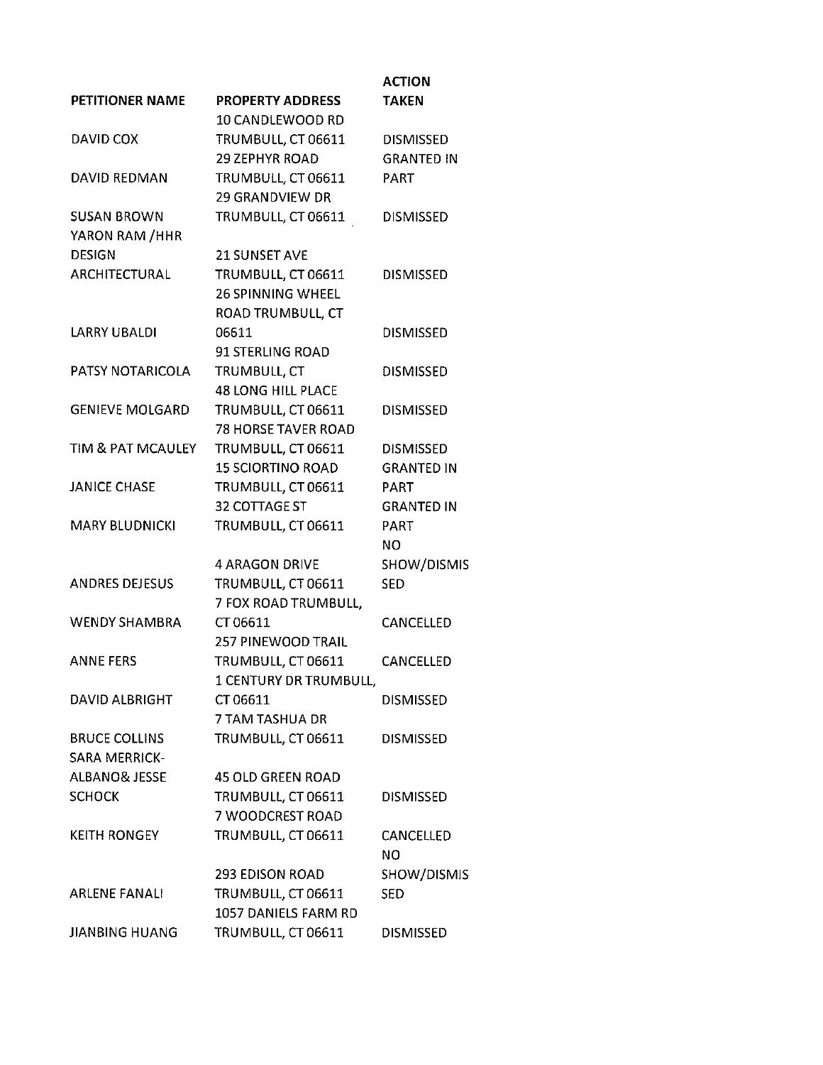| PETITIONER NAME | PROPERTY ADDRESS | ACTION TAKEN |
| --- | --- | --- |
| DAVID COX | 10 CANDLEWOOD RD TRUMBULL, CT 06611 | DISMISSED |
| DAVID REDMAN | 29 ZEPHYR ROAD TRUMBULL, CT 06611 | GRANTED IN PART |
| SUSAN BROWN | 29 GRANDVIEW DR TRUMBULL, CT 06611 | DISMISSED |
| YARON RAM /HHR DESIGN ARCHITECTURAL | 21 SUNSET AVE TRUMBULL, CT 06611 | DISMISSED |
| LARRY UBALDI | 26 SPINNING WHEEL ROAD TRUMBULL, CT 06611 | DISMISSED |
| PATSY NOTARICOLA | 91 STERLING ROAD TRUMBULL, CT | DISMISSED |
| GENIEVE MOLGARD | 48 LONG HILL PLACE TRUMBULL, CT 06611 | DISMISSED |
| TIM & PAT MCAULEY | 78 HORSE TAVER ROAD TRUMBULL, CT 06611 | DISMISSED |
| JANICE CHASE | 15 SCIORTINO ROAD TRUMBULL, CT 06611 | GRANTED IN PART |
| MARY BLUDNICKI | 32 COTTAGE ST TRUMBULL, CT 06611 | GRANTED IN PART |
| ANDRES DEJESUS | 4 ARAGON DRIVE TRUMBULL, CT 06611 | NO SHOW/DISMISSED |
| WENDY SHAMBRA | 7 FOX ROAD TRUMBULL, CT 06611 | CANCELLED |
| ANNE FERS | 257 PINEWOOD TRAIL TRUMBULL, CT 06611 | CANCELLED |
| DAVID ALBRIGHT | 1 CENTURY DR TRUMBULL, CT 06611 | DISMISSED |
| BRUCE COLLINS | 7 TAM TASHUA DR TRUMBULL, CT 06611 | DISMISSED |
| SARA MERRICK-ALBANO& JESSE SCHOCK | 45 OLD GREEN ROAD TRUMBULL, CT 06611 | DISMISSED |
| KEITH RONGEY | 7 WOODCREST ROAD TRUMBULL, CT 06611 | CANCELLED |
| ARLENE FANALI | 293 EDISON ROAD TRUMBULL, CT 06611 | NO SHOW/DISMISSED |
| JIANBING HUANG | 1057 DANIELS FARM RD TRUMBULL, CT 06611 | DISMISSED |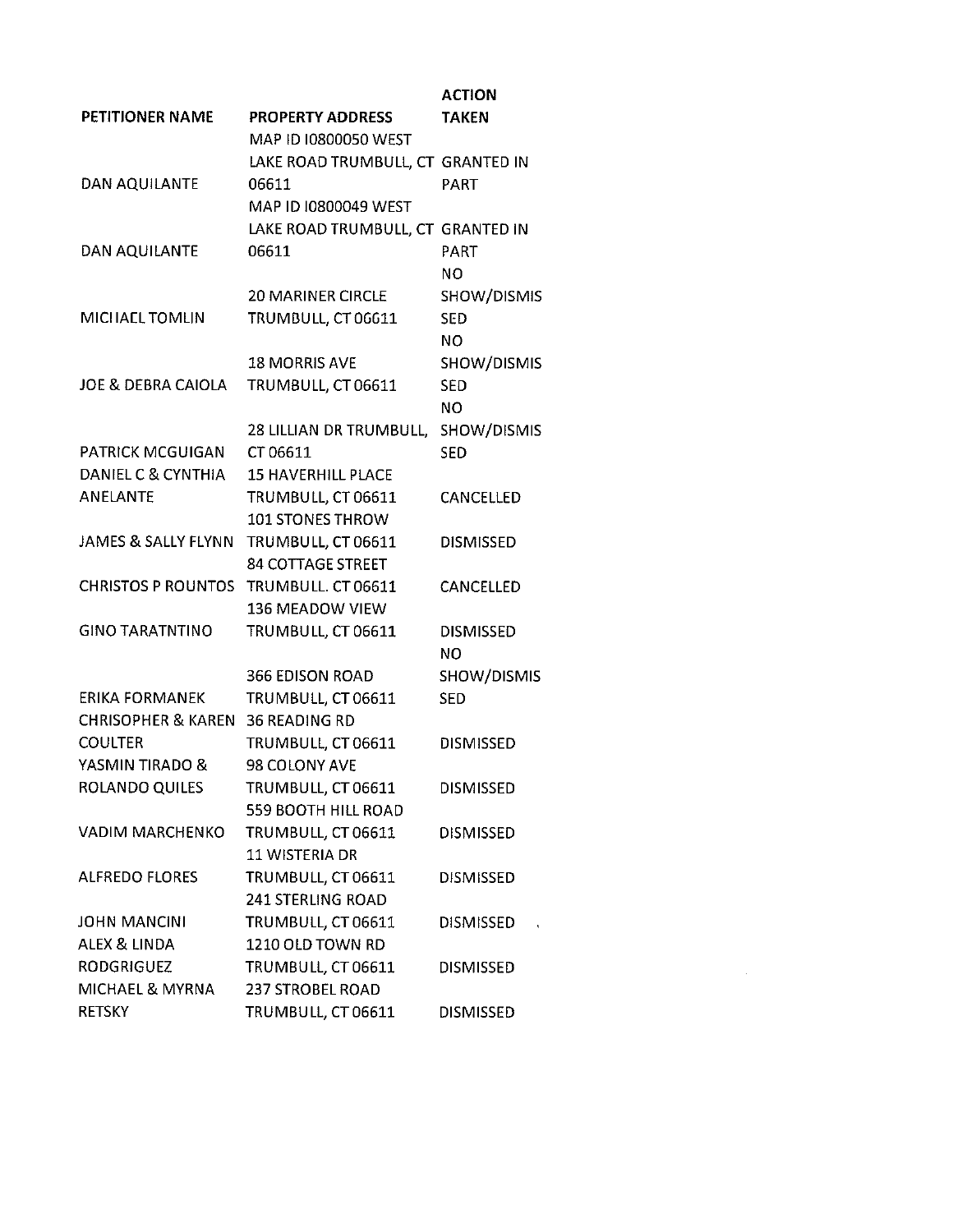| PETITIONER NAME | PROPERTY ADDRESS | ACTION TAKEN |
|---|---|---|
| DAN AQUILANTE | MAP ID I0800050 WEST LAKE ROAD TRUMBULL, CT 06611 | GRANTED IN PART |
| DAN AQUILANTE | MAP ID I0800049 WEST LAKE ROAD TRUMBULL, CT 06611 | GRANTED IN PART |
| MICHAEL TOMLIN | 20 MARINER CIRCLE TRUMBULL, CT 06611 | NO SHOW/DISMISSED |
| JOE & DEBRA CAIOLA | 18 MORRIS AVE TRUMBULL, CT 06611 | NO SHOW/DISMISSED |
| PATRICK MCGUIGAN | 28 LILLIAN DR TRUMBULL, CT 06611 | NO SHOW/DISMISSED |
| DANIEL C & CYNTHIA ANELANTE | 15 HAVERHILL PLACE TRUMBULL, CT 06611 | CANCELLED |
| JAMES & SALLY FLYNN | 101 STONES THROW TRUMBULL, CT 06611 | DISMISSED |
| CHRISTOS P ROUNTOS | 84 COTTAGE STREET TRUMBULL. CT 06611 | CANCELLED |
| GINO TARATNTINO | 136 MEADOW VIEW TRUMBULL, CT 06611 | DISMISSED |
| ERIKA FORMANEK | 366 EDISON ROAD TRUMBULL, CT 06611 | NO SHOW/DISMISSED |
| CHRISOPHER & KAREN COULTER | 36 READING RD TRUMBULL, CT 06611 | DISMISSED |
| YASMIN TIRADO & ROLANDO QUILES | 98 COLONY AVE TRUMBULL, CT 06611 | DISMISSED |
| VADIM MARCHENKO | 559 BOOTH HILL ROAD TRUMBULL, CT 06611 | DISMISSED |
| ALFREDO FLORES | 11 WISTERIA DR TRUMBULL, CT 06611 | DISMISSED |
| JOHN MANCINI | 241 STERLING ROAD TRUMBULL, CT 06611 | DISMISSED |
| ALEX & LINDA RODGRIGUEZ | 1210 OLD TOWN RD TRUMBULL, CT 06611 | DISMISSED |
| MICHAEL & MYRNA RETSKY | 237 STROBEL ROAD TRUMBULL, CT 06611 | DISMISSED |